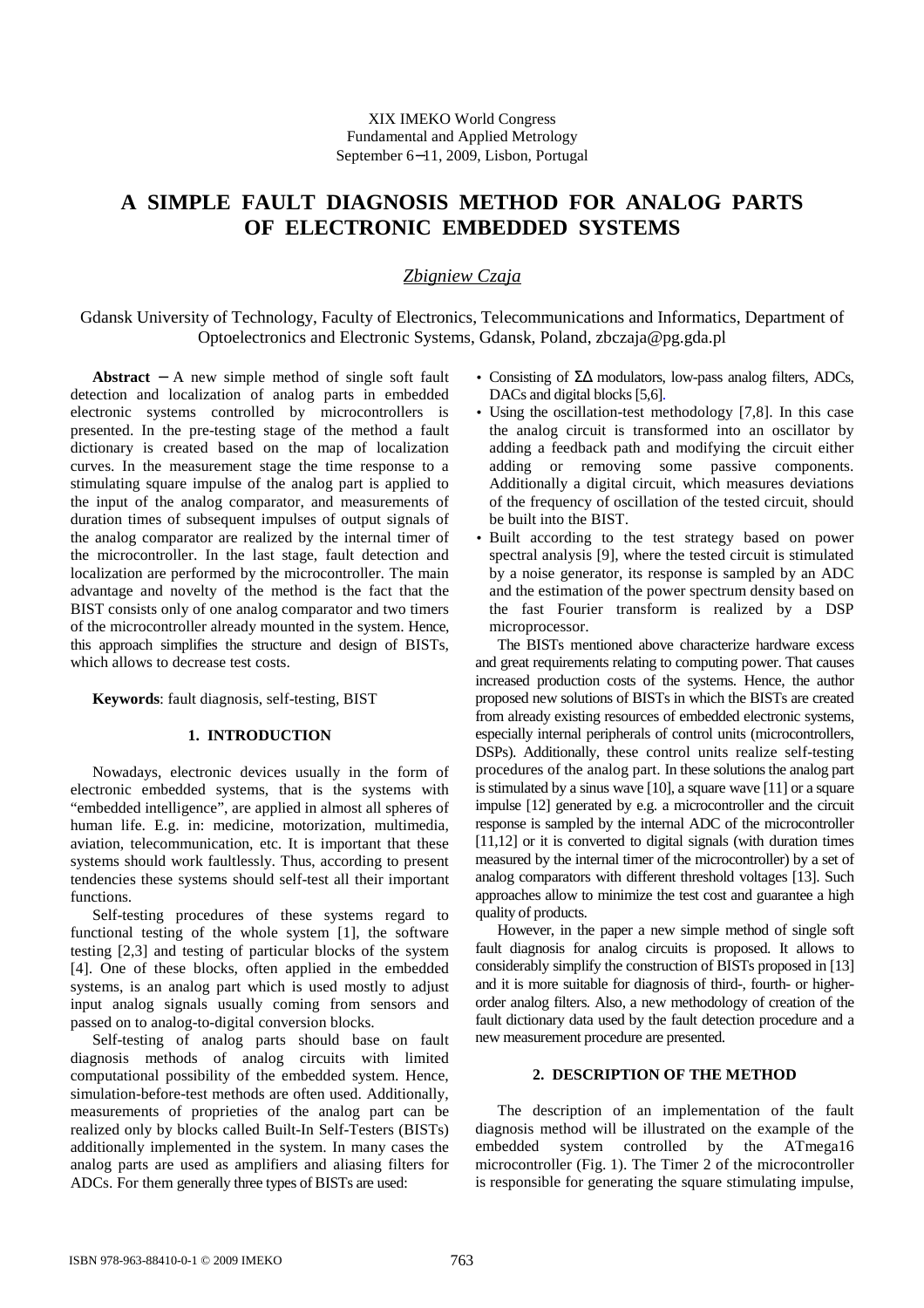XIX IMEKO World Congress
Fundamental and Applied Metrology
September 6−11, 2009, Lisbon, Portugal

# A SIMPLE FAULT DIAGNOSIS METHOD FOR ANALOG PARTS OF ELECTRONIC EMBEDDED SYSTEMS

*Zbigniew Czaja*

Gdansk University of Technology, Faculty of Electronics, Telecommunications and Informatics, Department of Optoelectronics and Electronic Systems, Gdansk, Poland, zbczaja@pg.gda.pl

**Abstract** − A new simple method of single soft fault detection and localization of analog parts in embedded electronic systems controlled by microcontrollers is presented. In the pre-testing stage of the method a fault dictionary is created based on the map of localization curves. In the measurement stage the time response to a stimulating square impulse of the analog part is applied to the input of the analog comparator, and measurements of duration times of subsequent impulses of output signals of the analog comparator are realized by the internal timer of the microcontroller. In the last stage, fault detection and localization are performed by the microcontroller. The main advantage and novelty of the method is the fact that the BIST consists only of one analog comparator and two timers of the microcontroller already mounted in the system. Hence, this approach simplifies the structure and design of BISTs, which allows to decrease test costs.

**Keywords**: fault diagnosis, self-testing, BIST

## 1. INTRODUCTION

Nowadays, electronic devices usually in the form of electronic embedded systems, that is the systems with "embedded intelligence", are applied in almost all spheres of human life. E.g. in: medicine, motorization, multimedia, aviation, telecommunication, etc. It is important that these systems should work faultlessly. Thus, according to present tendencies these systems should self-test all their important functions.

Self-testing procedures of these systems regard to functional testing of the whole system [1], the software testing [2,3] and testing of particular blocks of the system [4]. One of these blocks, often applied in the embedded systems, is an analog part which is used mostly to adjust input analog signals usually coming from sensors and passed on to analog-to-digital conversion blocks.

Self-testing of analog parts should base on fault diagnosis methods of analog circuits with limited computational possibility of the embedded system. Hence, simulation-before-test methods are often used. Additionally, measurements of proprieties of the analog part can be realized only by blocks called Built-In Self-Testers (BISTs) additionally implemented in the system. In many cases the analog parts are used as amplifiers and aliasing filters for ADCs. For them generally three types of BISTs are used:

- Consisting of ΣΔ modulators, low-pass analog filters, ADCs, DACs and digital blocks [5,6].
- Using the oscillation-test methodology [7,8]. In this case the analog circuit is transformed into an oscillator by adding a feedback path and modifying the circuit either adding or removing some passive components. Additionally a digital circuit, which measures deviations of the frequency of oscillation of the tested circuit, should be built into the BIST.
- Built according to the test strategy based on power spectral analysis [9], where the tested circuit is stimulated by a noise generator, its response is sampled by an ADC and the estimation of the power spectrum density based on the fast Fourier transform is realized by a DSP microprocessor.

The BISTs mentioned above characterize hardware excess and great requirements relating to computing power. That causes increased production costs of the systems. Hence, the author proposed new solutions of BISTs in which the BISTs are created from already existing resources of embedded electronic systems, especially internal peripherals of control units (microcontrollers, DSPs). Additionally, these control units realize self-testing procedures of the analog part. In these solutions the analog part is stimulated by a sinus wave [10], a square wave [11] or a square impulse [12] generated by e.g. a microcontroller and the circuit response is sampled by the internal ADC of the microcontroller [11,12] or it is converted to digital signals (with duration times measured by the internal timer of the microcontroller) by a set of analog comparators with different threshold voltages [13]. Such approaches allow to minimize the test cost and guarantee a high quality of products.

However, in the paper a new simple method of single soft fault diagnosis for analog circuits is proposed. It allows to considerably simplify the construction of BISTs proposed in [13] and it is more suitable for diagnosis of third-, fourth- or higher-order analog filters. Also, a new methodology of creation of the fault dictionary data used by the fault detection procedure and a new measurement procedure are presented.

## 2. DESCRIPTION OF THE METHOD

The description of an implementation of the fault diagnosis method will be illustrated on the example of the embedded system controlled by the ATmega16 microcontroller (Fig. 1). The Timer 2 of the microcontroller is responsible for generating the square stimulating impulse,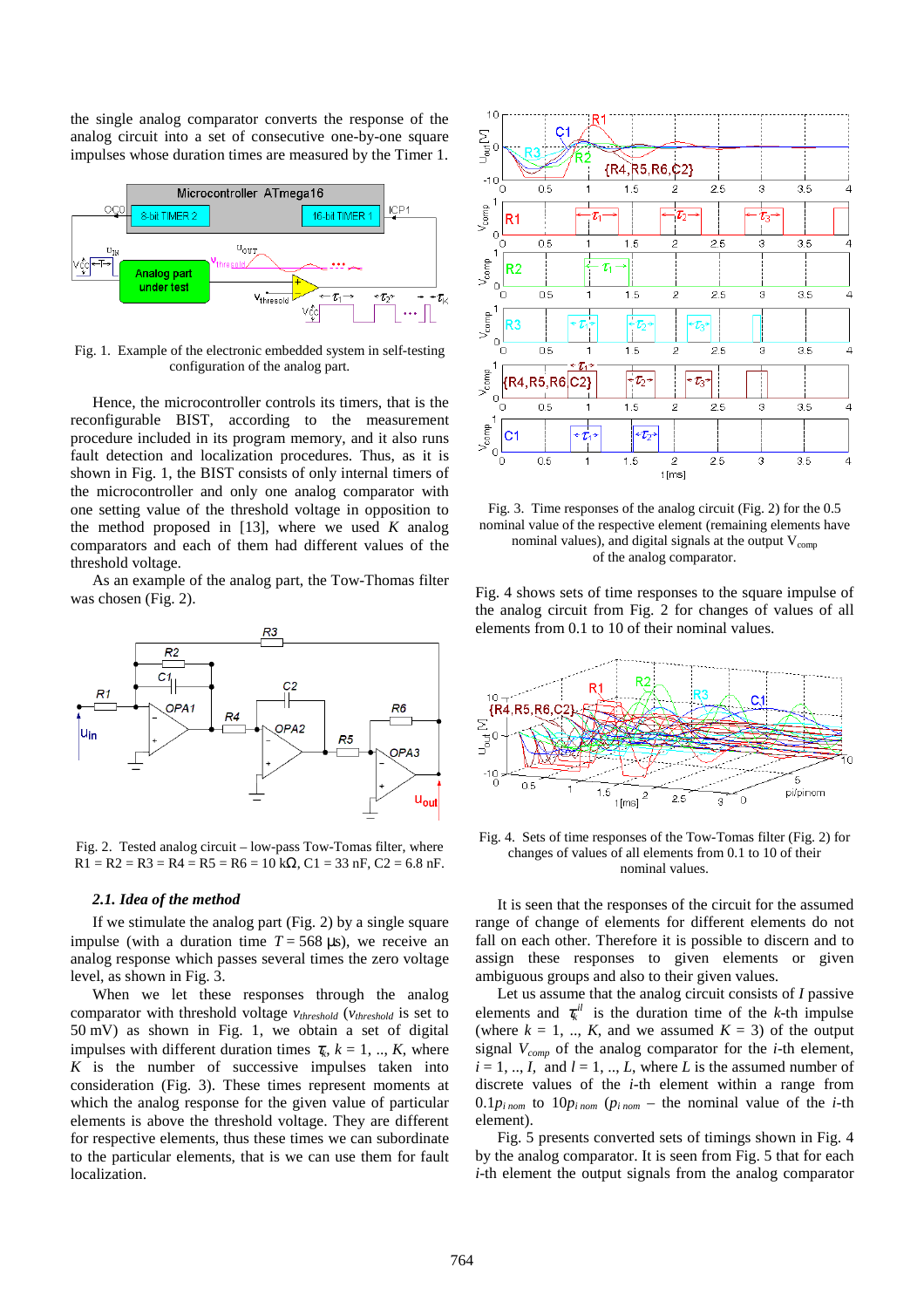the single analog comparator converts the response of the analog circuit into a set of consecutive one-by-one square impulses whose duration times are measured by the Timer 1.

Fig. 1. Example of the electronic embedded system in self-testing configuration of the analog part.

Hence, the microcontroller controls its timers, that is the reconfigurable BIST, according to the measurement procedure included in its program memory, and it also runs fault detection and localization procedures. Thus, as it is shown in Fig. 1, the BIST consists of only internal timers of the microcontroller and only one analog comparator with one setting value of the threshold voltage in opposition to the method proposed in [13], where we used $K$ analog comparators and each of them had different values of the threshold voltage.

As an example of the analog part, the Tow-Thomas filter was chosen (Fig. 2).

Fig. 2. Tested analog circuit – low-pass Tow-Thomas filter, where R1 = R2 = R3 = R4 = R5 = R6 = 10 kΩ, C1 = 33 nF, C2 = 6.8 nF.

### *2.1. Idea of the method*

If we stimulate the analog part (Fig. 2) by a single square impulse (with a duration time $T = 568$ μs), we receive an analog response which passes several times the zero voltage level, as shown in Fig. 3.

When we let these responses through the analog comparator with threshold voltage $v_{threshold}$ ($v_{threshold}$ is set to 50 mV) as shown in Fig. 1, we obtain a set of digital impulses with different duration times $\tau_k$, $k = 1, .., K$, where $K$ is the number of successive impulses taken into consideration (Fig. 3). These times represent moments at which the analog response for the given value of particular elements is above the threshold voltage. They are different for respective elements, thus these times we can subordinate to the particular elements, that is we can use them for fault localization.

Fig. 3. Time responses of the analog circuit (Fig. 2) for the 0.5 nominal value of the respective element (remaining elements have nominal values), and digital signals at the output $V_{comp}$ of the analog comparator.

Fig. 4 shows sets of time responses to the square impulse of the analog circuit from Fig. 2 for changes of values of all elements from 0.1 to 10 of their nominal values.

Fig. 4. Sets of time responses of the Tow-Tomas filter (Fig. 2) for changes of values of all elements from 0.1 to 10 of their nominal values.

It is seen that the responses of the circuit for the assumed range of change of elements for different elements do not fall on each other. Therefore it is possible to discern and to assign these responses to given elements or given ambiguous groups and also to their given values.

Let us assume that the analog circuit consists of $I$ passive elements and $\tau_k^{il}$ is the duration time of the $k$-th impulse (where $k = 1, .., K$, and we assumed $K = 3$) of the output signal $V_{comp}$ of the analog comparator for the $i$-th element, $i = 1, .., I$, and $l = 1, .., L$, where $L$ is the assumed number of discrete values of the $i$-th element within a range from $0.1p_{i\,nom}$ to $10p_{i\,nom}$ ($p_{i\,nom}$ – the nominal value of the $i$-th element).

Fig. 5 presents converted sets of timings shown in Fig. 4 by the analog comparator. It is seen from Fig. 5 that for each $i$-th element the output signals from the analog comparator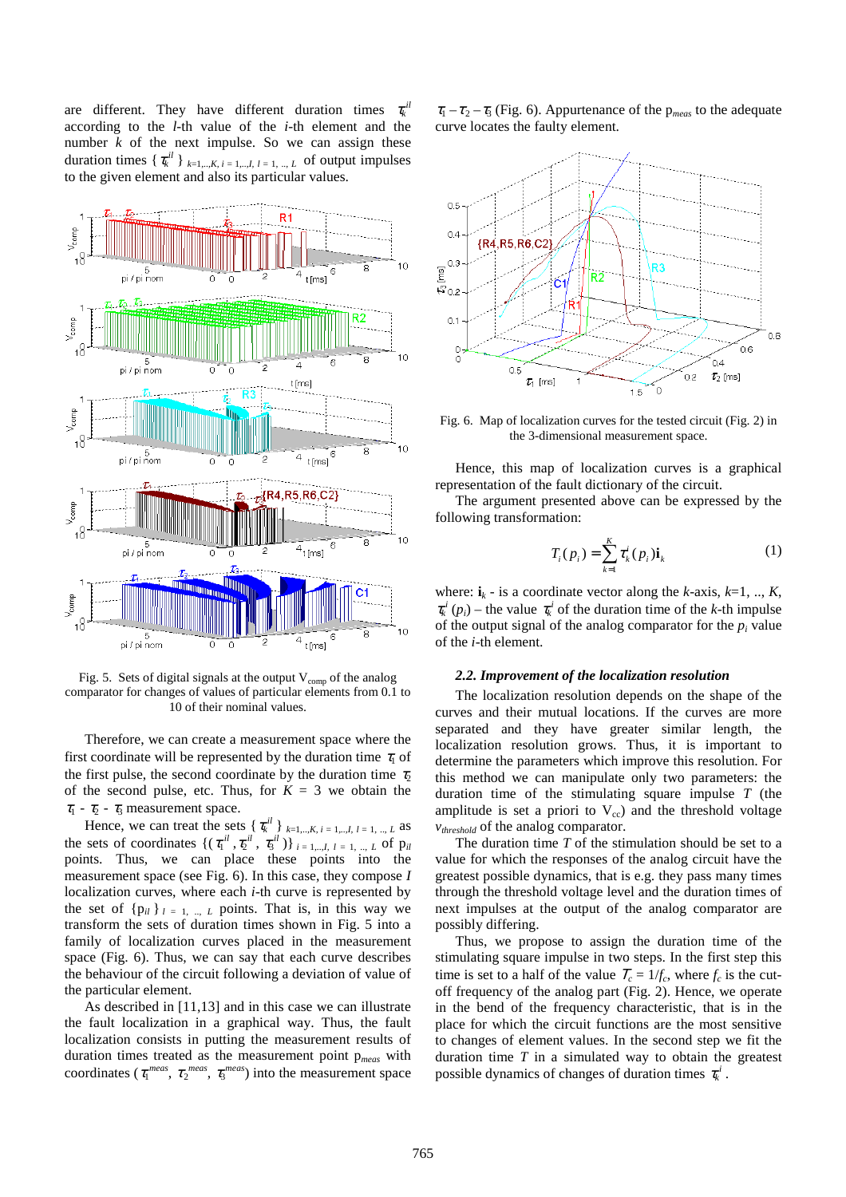are different. They have different duration times $\tau_k^{il}$ according to the $l$-th value of the $i$-th element and the number $k$ of the next impulse. So we can assign these duration times $\{ \tau_k^{il} \}_{k=1,...,K,\ i=1,...,I,\ l=1,\ ..,\ L}$ of output impulses to the given element and also its particular values.

Fig. 5. Sets of digital signals at the output $V_{comp}$ of the analog comparator for changes of values of particular elements from 0.1 to 10 of their nominal values.

Therefore, we can create a measurement space where the first coordinate will be represented by the duration time $\tau_1$ of the first pulse, the second coordinate by the duration time $\tau_2$ of the second pulse, etc. Thus, for $K = 3$ we obtain the $\tau_1$ - $\tau_2$ - $\tau_3$ measurement space.

Hence, we can treat the sets $\{ \tau_k^{il} \}_{k=1,...,K,\ i=1,...,I,\ l=1,\ ..,\ L}$ as the sets of coordinates $\{(\tau_1^{il}, \tau_2^{il}, \tau_3^{il})\}_{i=1,...,I,\ l=1,\ ..,\ L}$ of $p_{il}$ points. Thus, we can place these points into the measurement space (see Fig. 6). In this case, they compose $I$ localization curves, where each $i$-th curve is represented by the set of $\{p_{il}\}_{l=1,\ ..,\ L}$ points. That is, in this way we transform the sets of duration times shown in Fig. 5 into a family of localization curves in the measurement space (Fig. 6). Thus, we can say that each curve describes the behaviour of the circuit following a deviation of value of the particular element.

As described in [11,13] and in this case we can illustrate the fault localization in a graphical way. Thus, the fault localization consists in putting the measurement results of duration times treated as the measurement point $p_{meas}$ with coordinates ($\tau_1^{meas}$, $\tau_2^{meas}$, $\tau_3^{meas}$) into the measurement space $\tau_1 - \tau_2 - \tau_3$ (Fig. 6). Appurtenance of the $p_{meas}$ to the adequate curve locates the faulty element.

Fig. 6. Map of localization curves for the tested circuit (Fig. 2) in the 3-dimensional measurement space.

Hence, this map of localization curves is a graphical representation of the fault dictionary of the circuit.

The argument presented above can be expressed by the following transformation:

$$T_i(p_i) = \sum_{k=1}^{K} \tau_k^i(p_i)\mathbf{i}_k \qquad (1)$$

where: $\mathbf{i}_k$ - is a coordinate vector along the $k$-axis, $k$=1, .., $K$, $\tau_k^i(p_i)$ – the value $\tau_k^i$ of the duration time of the $k$-th impulse of the output signal of the analog comparator for the $p_i$ value of the $i$-th element.

### 2.2. Improvement of the localization resolution

The localization resolution depends on the shape of the curves and their mutual locations. If the curves are more separated and they have greater similar length, the localization resolution grows. Thus, it is important to determine the parameters which improve this resolution. For this method we can manipulate only two parameters: the duration time of the stimulating square impulse $T$ (the amplitude is set a priori to $V_{cc}$) and the threshold voltage $v_{threshold}$ of the analog comparator.

The duration time $T$ of the stimulation should be set to a value for which the responses of the analog circuit have the greatest possible dynamics, that is e.g. they pass many times through the threshold voltage level and the duration times of next impulses at the output of the analog comparator are possibly differing.

Thus, we propose to assign the duration time of the stimulating square impulse in two steps. In the first step this time is set to a half of the value $T_c = 1/f_c$, where $f_c$ is the cut-off frequency of the analog part (Fig. 2). Hence, we operate in the bend of the frequency characteristic, that is in the place for which the circuit functions are the most sensitive to changes of element values. In the second step we fit the duration time $T$ in a simulated way to obtain the greatest possible dynamics of changes of duration times $\tau_k^i$.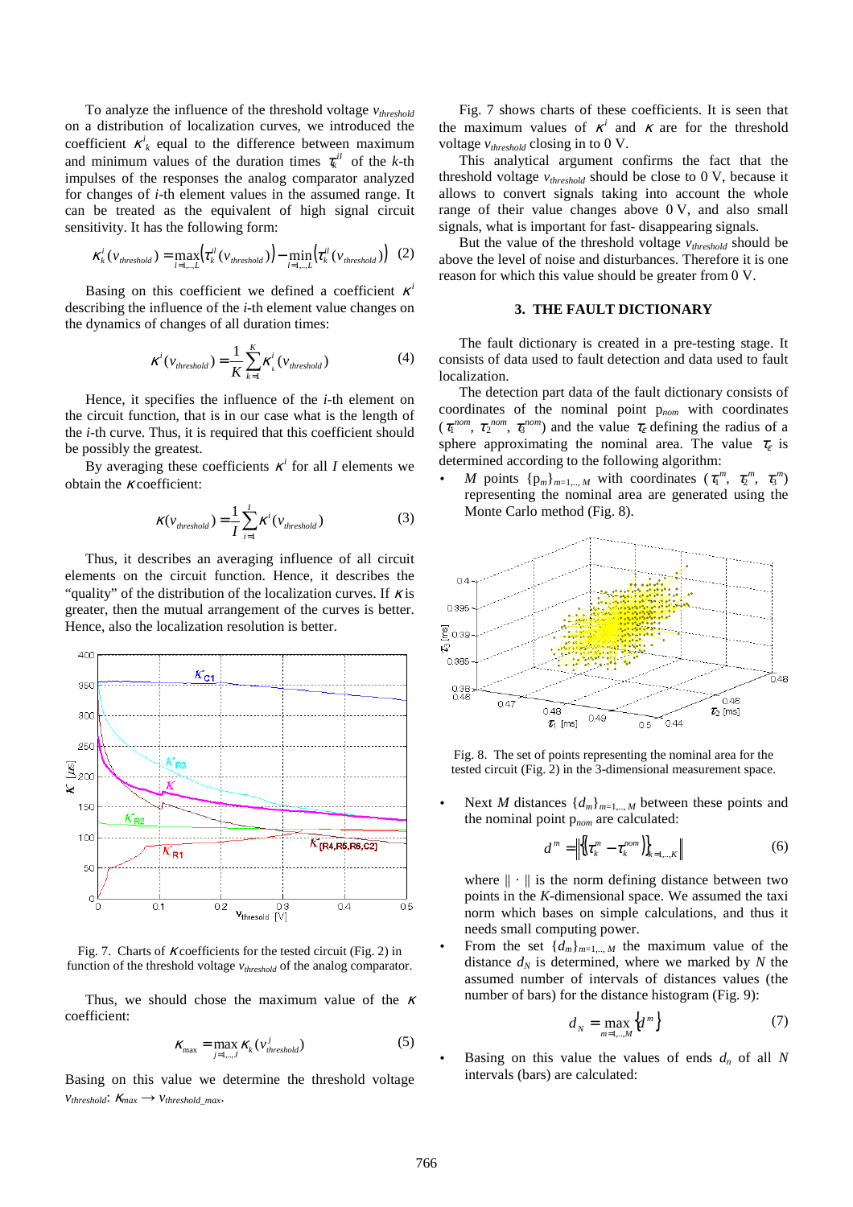To analyze the influence of the threshold voltage $v_{threshold}$ on a distribution of localization curves, we introduced the coefficient $\kappa^i_k$ equal to the difference between maximum and minimum values of the duration times $\tau^{il}_k$ of the $k$-th impulses of the responses the analog comparator analyzed for changes of $i$-th element values in the assumed range. It can be treated as the equivalent of high signal circuit sensitivity. It has the following form:

$$\kappa^i_k(v_{threshold}) = \max_{l=1,\dots,L}\left(\tau^{il}_k(v_{threshold})\right) - \min_{l=1,\dots,L}\left(\tau^{il}_k(v_{threshold})\right) \quad (2)$$

Basing on this coefficient we defined a coefficient $\kappa^i$ describing the influence of the $i$-th element value changes on the dynamics of changes of all duration times:

$$\kappa^i(v_{threshold}) = \frac{1}{K}\sum_{k=1}^{K}\kappa^i_k(v_{threshold}) \quad (4)$$

Hence, it specifies the influence of the $i$-th element on the circuit function, that is in our case what is the length of the $i$-th curve. Thus, it is required that this coefficient should be possibly the greatest.

By averaging these coefficients $\kappa^i$ for all $I$ elements we obtain the $\kappa$ coefficient:

$$\kappa(v_{threshold}) = \frac{1}{I}\sum_{i=1}^{I}\kappa^i(v_{threshold}) \quad (3)$$

Thus, it describes an averaging influence of all circuit elements on the circuit function. Hence, it describes the "quality" of the distribution of the localization curves. If $\kappa$ is greater, then the mutual arrangement of the curves is better. Hence, also the localization resolution is better.

Fig. 7. Charts of $\kappa$ coefficients for the tested circuit (Fig. 2) in function of the threshold voltage $v_{threshold}$ of the analog comparator.

Thus, we should chose the maximum value of the $\kappa$ coefficient:

$$\kappa_{\max} = \max_{j=1,\dots,J} \kappa_k(v^j_{threshold}) \quad (5)$$

Basing on this value we determine the threshold voltage $v_{threshold}$: $\kappa_{max} \rightarrow v_{threshold\_max}$.

Fig. 7 shows charts of these coefficients. It is seen that the maximum values of $\kappa^i$ and $\kappa$ are for the threshold voltage $v_{threshold}$ closing in to 0 V.

This analytical argument confirms the fact that the threshold voltage $v_{threshold}$ should be close to 0 V, because it allows to convert signals taking into account the whole range of their value changes above 0 V, and also small signals, what is important for fast- disappearing signals.

But the value of the threshold voltage $v_{threshold}$ should be above the level of noise and disturbances. Therefore it is one reason for which this value should be greater from 0 V.

## 3. THE FAULT DICTIONARY

The fault dictionary is created in a pre-testing stage. It consists of data used to fault detection and data used to fault localization.

The detection part data of the fault dictionary consists of coordinates of the nominal point $p_{nom}$ with coordinates ($\tau_1^{nom}$, $\tau_2^{nom}$, $\tau_3^{nom}$) and the value $\tau_\varepsilon$ defining the radius of a sphere approximating the nominal area. The value $\tau_\varepsilon$ is determined according to the following algorithm:

- $M$ points $\{p_m\}_{m=1,\dots,M}$ with coordinates ($\tau_1^m$, $\tau_2^m$, $\tau_3^m$) representing the nominal area are generated using the Monte Carlo method (Fig. 8).

Fig. 8. The set of points representing the nominal area for the tested circuit (Fig. 2) in the 3-dimensional measurement space.

- Next $M$ distances $\{d_m\}_{m=1,\dots,M}$ between these points and the nominal point $p_{nom}$ are calculated:

$$d^m = \left\| \left\{ \tau^m_k - \tau^{nom}_k \right\}_{k=1,\dots,K} \right\| \quad (6)$$

where $\|\cdot\|$ is the norm defining distance between two points in the $K$-dimensional space. We assumed the taxi norm which bases on simple calculations, and thus it needs small computing power.

- From the set $\{d_m\}_{m=1,\dots,M}$ the maximum value of the distance $d_N$ is determined, where we marked by $N$ the assumed number of intervals of distances values (the number of bars) for the distance histogram (Fig. 9):

$$d_N = \max_{m=1,\dots,M}\left\{d^m\right\} \quad (7)$$

- Basing on this value the values of ends $d_n$ of all $N$ intervals (bars) are calculated: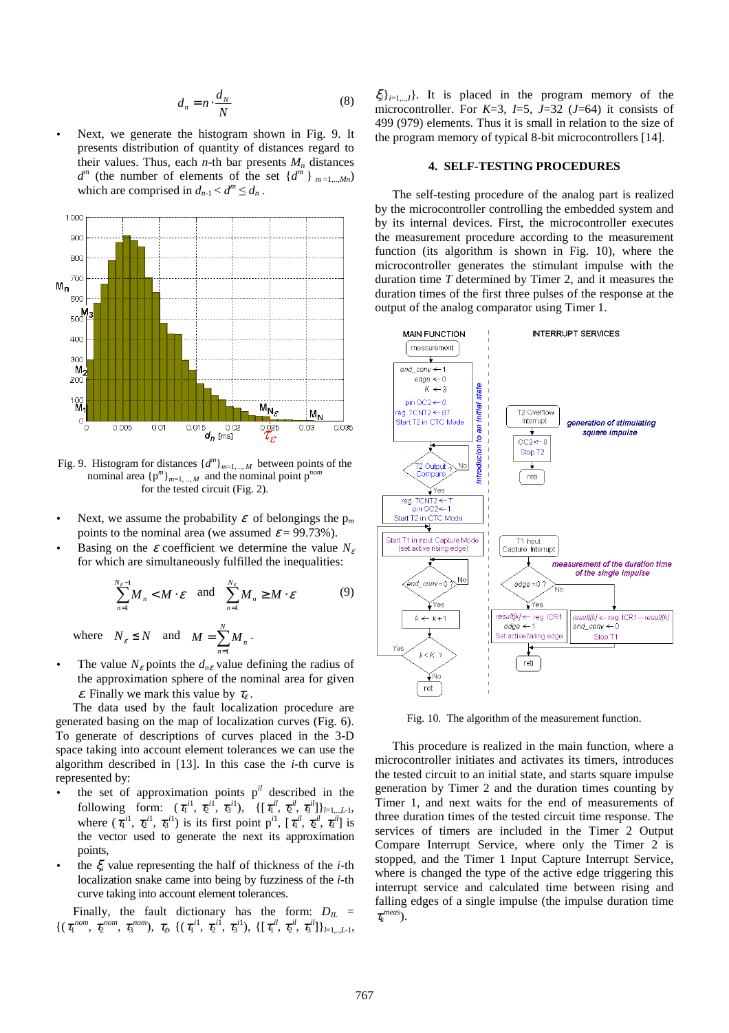$$d_n = n \cdot \frac{d_N}{N} \qquad (8)$$

- Next, we generate the histogram shown in Fig. 9. It presents distribution of quantity of distances regard to their values. Thus, each $n$-th bar presents $M_n$ distances $d^m$ (the number of elements of the set $\{d^m\}_{m=1,..,Mn}$) which are comprised in $d_{n-1} < d^m \le d_n$.

Fig. 9. Histogram for distances $\{d^m\}_{m=1,..,M}$ between points of the nominal area $\{p^m\}_{m=1,..,M}$ and the nominal point $p^{nom}$ for the tested circuit (Fig. 2).

- Next, we assume the probability $\varepsilon$ of belongings the $p_m$ points to the nominal area (we assumed $\varepsilon$= 99.73%).
- Basing on the $\varepsilon$ coefficient we determine the value $N_\varepsilon$ for which are simultaneously fulfilled the inequalities:

$$\sum_{n=1}^{N_\varepsilon - 1} M_n < M \cdot \varepsilon \quad \text{and} \quad \sum_{n=1}^{N_\varepsilon} M_n \ge M \cdot \varepsilon \qquad (9)$$

where $N_\varepsilon \le N$ and $M = \sum_{n=1}^{N} M_n$.

- The value $N_\varepsilon$ points the $d_{n\varepsilon}$ value defining the radius of the approximation sphere of the nominal area for given $\varepsilon$. Finally we mark this value by $\tau_\varepsilon$.

The data used by the fault localization procedure are generated basing on the map of localization curves (Fig. 6). To generate of descriptions of curves placed in the 3-D space taking into account element tolerances we can use the algorithm described in [13]. In this case the $i$-th curve is represented by:

- the set of approximation points $p^{il}$ described in the following form: $(\tau_1^{i1}, \tau_2^{i1}, \tau_3^{i1})$, $\{[\tau_1^{il}, \tau_2^{il}, \tau_3^{il}]\}_{l=1,..,L-1}$, where $(\tau_1^{i1}, \tau_2^{i1}, \tau_3^{i1})$ is its first point $p^{i1}$, $[\tau_1^{il}, \tau_2^{il}, \tau_3^{il}]$ is the vector used to generate the next its approximation points,
- the $\xi_i$ value representing the half of thickness of the $i$-th localization snake came into being by fuzziness of the $i$-th curve taking into account element tolerances.

Finally, the fault dictionary has the form: $D_{IL} = \{(\tau_1^{nom}, \tau_2^{nom}, \tau_3^{nom}),\ \tau_\varepsilon,\ \{(\tau_1^{i1}, \tau_2^{i1}, \tau_3^{i1}),\ \{[\tau_1^{il}, \tau_2^{il}, \tau_3^{il}]\}_{l=1,..,L-1},\ \xi_i\}_{i=1,..,I}\}$. It is placed in the program memory of the microcontroller. For $K$=3, $I$=5, $J$=32 ($J$=64) it consists of 499 (979) elements. Thus it is small in relation to the size of the program memory of typical 8-bit microcontrollers [14].

## 4. SELF-TESTING PROCEDURES

The self-testing procedure of the analog part is realized by the microcontroller controlling the embedded system and by its internal devices. First, the microcontroller executes the measurement procedure according to the measurement function (its algorithm is shown in Fig. 10), where the microcontroller generates the stimulant impulse with the duration time $T$ determined by Timer 2, and it measures the duration times of the first three pulses of the response at the output of the analog comparator using Timer 1.

Fig. 10. The algorithm of the measurement function.

This procedure is realized in the main function, where a microcontroller initiates and activates its timers, introduces the tested circuit to an initial state, and starts square impulse generation by Timer 2 and the duration times counting by Timer 1, and next waits for the end of measurements of three duration times of the tested circuit time response. The services of timers are included in the Timer 2 Output Compare Interrupt Service, where only the Timer 2 is stopped, and the Timer 1 Input Capture Interrupt Service, where is changed the type of the active edge triggering this interrupt service and calculated time between rising and falling edges of a single impulse (the impulse duration time $\tau_k^{meas}$).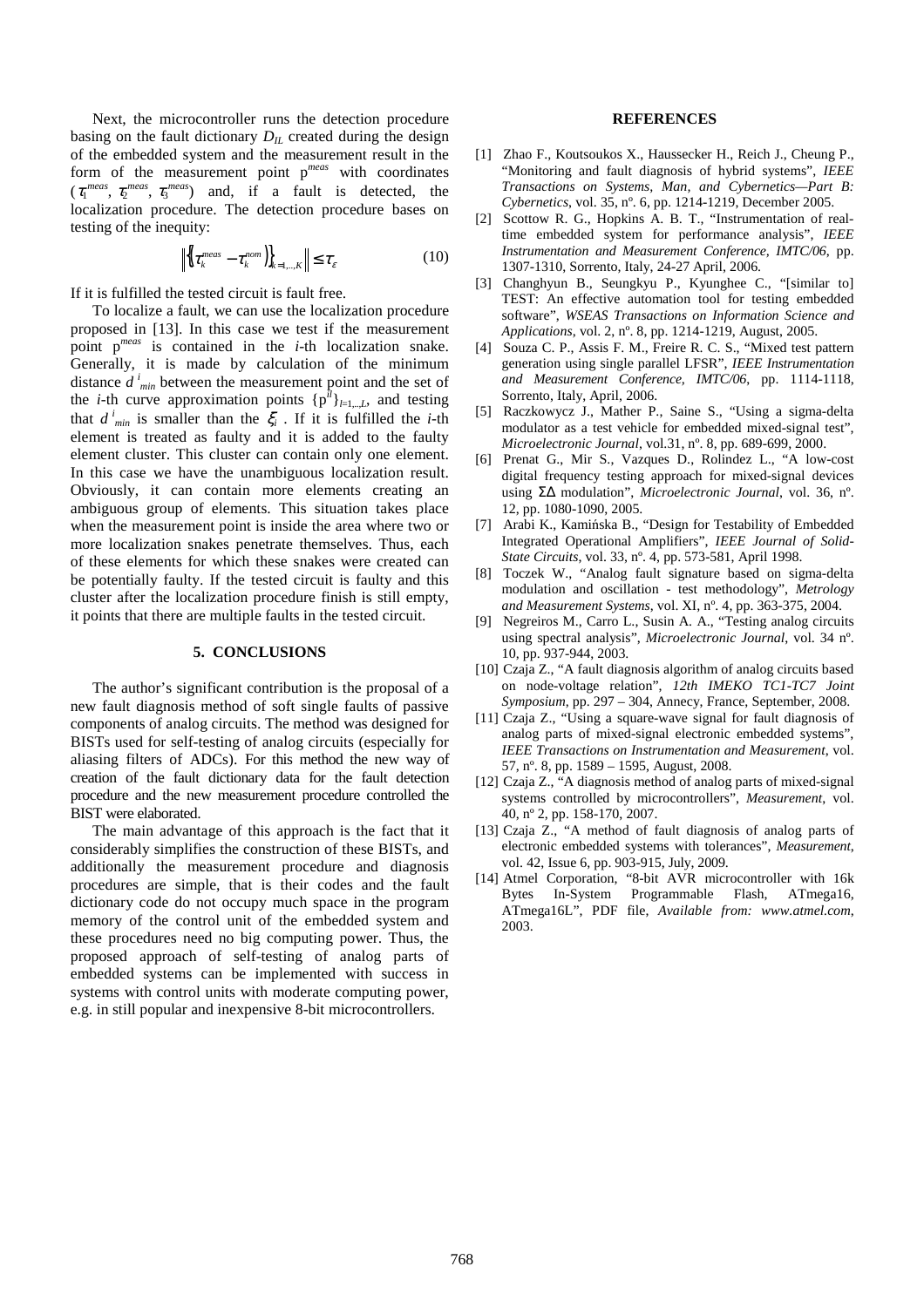Next, the microcontroller runs the detection procedure basing on the fault dictionary $D_{IL}$ created during the design of the embedded system and the measurement result in the form of the measurement point $p^{meas}$ with coordinates ($\tau_1^{meas}$, $\tau_2^{meas}$, $\tau_3^{meas}$) and, if a fault is detected, the localization procedure. The detection procedure bases on testing of the inequity:

$$\left\| \left\{ \tau_k^{meas} - \tau_k^{nom} \right\}_{k=1,\ldots,K} \right\| \leq \tau_\varepsilon \tag{10}$$

If it is fulfilled the tested circuit is fault free.

To localize a fault, we can use the localization procedure proposed in [13]. In this case we test if the measurement point $p^{meas}$ is contained in the *i*-th localization snake. Generally, it is made by calculation of the minimum distance $d^{\,i}_{min}$ between the measurement point and the set of the *i*-th curve approximation points $\{p^{il}\}_{l=1,\ldots,L}$, and testing that $d^{\,i}_{min}$ is smaller than the $\xi_i$. If it is fulfilled the *i*-th element is treated as faulty and it is added to the faulty element cluster. This cluster can contain only one element. In this case we have the unambiguous localization result. Obviously, it can contain more elements creating an ambiguous group of elements. This situation takes place when the measurement point is inside the area where two or more localization snakes penetrate themselves. Thus, each of these elements for which these snakes were created can be potentially faulty. If the tested circuit is faulty and this cluster after the localization procedure finish is still empty, it points that there are multiple faults in the tested circuit.

## 5. CONCLUSIONS

The author's significant contribution is the proposal of a new fault diagnosis method of soft single faults of passive components of analog circuits. The method was designed for BISTs used for self-testing of analog circuits (especially for aliasing filters of ADCs). For this method the new way of creation of the fault dictionary data for the fault detection procedure and the new measurement procedure controlled the BIST were elaborated.

The main advantage of this approach is the fact that it considerably simplifies the construction of these BISTs, and additionally the measurement procedure and diagnosis procedures are simple, that is their codes and the fault dictionary code do not occupy much space in the program memory of the control unit of the embedded system and these procedures need no big computing power. Thus, the proposed approach of self-testing of analog parts of embedded systems can be implemented with success in systems with control units with moderate computing power, e.g. in still popular and inexpensive 8-bit microcontrollers.

## REFERENCES

[1] Zhao F., Koutsoukos X., Haussecker H., Reich J., Cheung P., "Monitoring and fault diagnosis of hybrid systems", *IEEE Transactions on Systems, Man, and Cybernetics—Part B: Cybernetics*, vol. 35, nº. 6, pp. 1214-1219, December 2005.

[2] Scottow R. G., Hopkins A. B. T., "Instrumentation of real-time embedded system for performance analysis", *IEEE Instrumentation and Measurement Conference, IMTC/06*, pp. 1307-1310, Sorrento, Italy, 24-27 April, 2006.

[3] Changhyun B., Seungkyu P., Kyunghee C., "[similar to] TEST: An effective automation tool for testing embedded software", *WSEAS Transactions on Information Science and Applications*, vol. 2, nº. 8, pp. 1214-1219, August, 2005.

[4] Souza C. P., Assis F. M., Freire R. C. S., "Mixed test pattern generation using single parallel LFSR", *IEEE Instrumentation and Measurement Conference, IMTC/06*, pp. 1114-1118, Sorrento, Italy, April, 2006.

[5] Raczkowycz J., Mather P., Saine S., "Using a sigma-delta modulator as a test vehicle for embedded mixed-signal test", *Microelectronic Journal*, vol.31, nº. 8, pp. 689-699, 2000.

[6] Prenat G., Mir S., Vazques D., Rolindez L., "A low-cost digital frequency testing approach for mixed-signal devices using ΣΔ modulation", *Microelectronic Journal*, vol. 36, nº. 12, pp. 1080-1090, 2005.

[7] Arabi K., Kamińska B., "Design for Testability of Embedded Integrated Operational Amplifiers", *IEEE Journal of Solid-State Circuits*, vol. 33, nº. 4, pp. 573-581, April 1998.

[8] Toczek W., "Analog fault signature based on sigma-delta modulation and oscillation - test methodology", *Metrology and Measurement Systems*, vol. XI, nº. 4, pp. 363-375, 2004.

[9] Negreiros M., Carro L., Susin A. A., "Testing analog circuits using spectral analysis", *Microelectronic Journal*, vol. 34 nº. 10, pp. 937-944, 2003.

[10] Czaja Z., "A fault diagnosis algorithm of analog circuits based on node-voltage relation", *12th IMEKO TC1-TC7 Joint Symposium*, pp. 297 – 304, Annecy, France, September, 2008.

[11] Czaja Z., "Using a square-wave signal for fault diagnosis of analog parts of mixed-signal electronic embedded systems", *IEEE Transactions on Instrumentation and Measurement*, vol. 57, nº. 8, pp. 1589 – 1595, August, 2008.

[12] Czaja Z., "A diagnosis method of analog parts of mixed-signal systems controlled by microcontrollers", *Measurement*, vol. 40, nº 2, pp. 158-170, 2007.

[13] Czaja Z., "A method of fault diagnosis of analog parts of electronic embedded systems with tolerances", *Measurement*, vol. 42, Issue 6, pp. 903-915, July, 2009.

[14] Atmel Corporation, "8-bit AVR microcontroller with 16k Bytes In-System Programmable Flash, ATmega16, ATmega16L", PDF file, *Available from: www.atmel.com*, 2003.